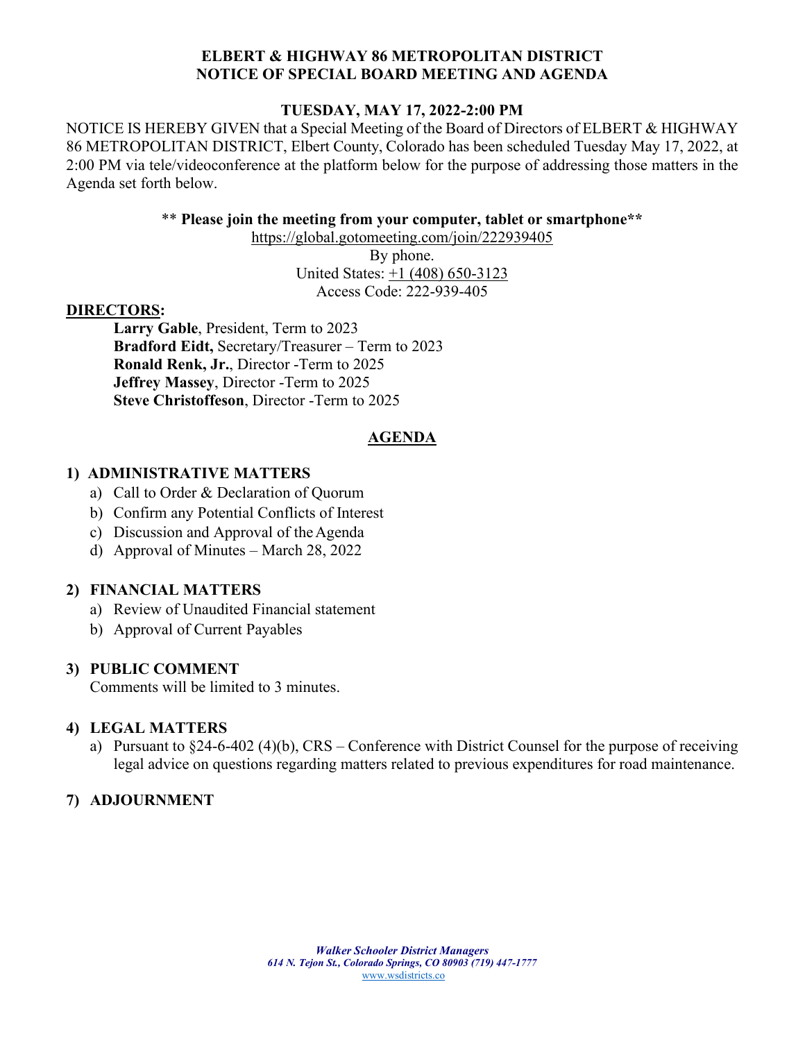# ELBERT & HIGHWAY 86 METROPOLITAN DISTRICT
# NOTICE OF SPECIAL BOARD MEETING AND AGENDA

**TUESDAY, MAY 17, 2022-2:00 PM**

NOTICE IS HEREBY GIVEN that a Special Meeting of the Board of Directors of ELBERT & HIGHWAY 86 METROPOLITAN DISTRICT, Elbert County, Colorado has been scheduled Tuesday May 17, 2022, at 2:00 PM via tele/videoconference at the platform below for the purpose of addressing those matters in the Agenda set forth below.

\*\* **Please join the meeting from your computer, tablet or smartphone\*\***

https://global.gotomeeting.com/join/222939405

By phone.

United States: +1 (408) 650-3123

Access Code: 222-939-405

**DIRECTORS:**

- **Larry Gable**, President, Term to 2023
- **Bradford Eidt,** Secretary/Treasurer – Term to 2023
- **Ronald Renk, Jr.**, Director -Term to 2025
- **Jeffrey Massey**, Director -Term to 2025
- **Steve Christoffeson**, Director -Term to 2025

## AGENDA

### 1) ADMINISTRATIVE MATTERS

a) Call to Order & Declaration of Quorum
b) Confirm any Potential Conflicts of Interest
c) Discussion and Approval of the Agenda
d) Approval of Minutes – March 28, 2022

### 2) FINANCIAL MATTERS

a) Review of Unaudited Financial statement
b) Approval of Current Payables

### 3) PUBLIC COMMENT

Comments will be limited to 3 minutes.

### 4) LEGAL MATTERS

a) Pursuant to §24-6-402 (4)(b), CRS – Conference with District Counsel for the purpose of receiving legal advice on questions regarding matters related to previous expenditures for road maintenance.

### 7) ADJOURNMENT

*Walker Schooler District Managers*
*614 N. Tejon St., Colorado Springs, CO 80903 (719) 447-1777*
www.wsdistricts.co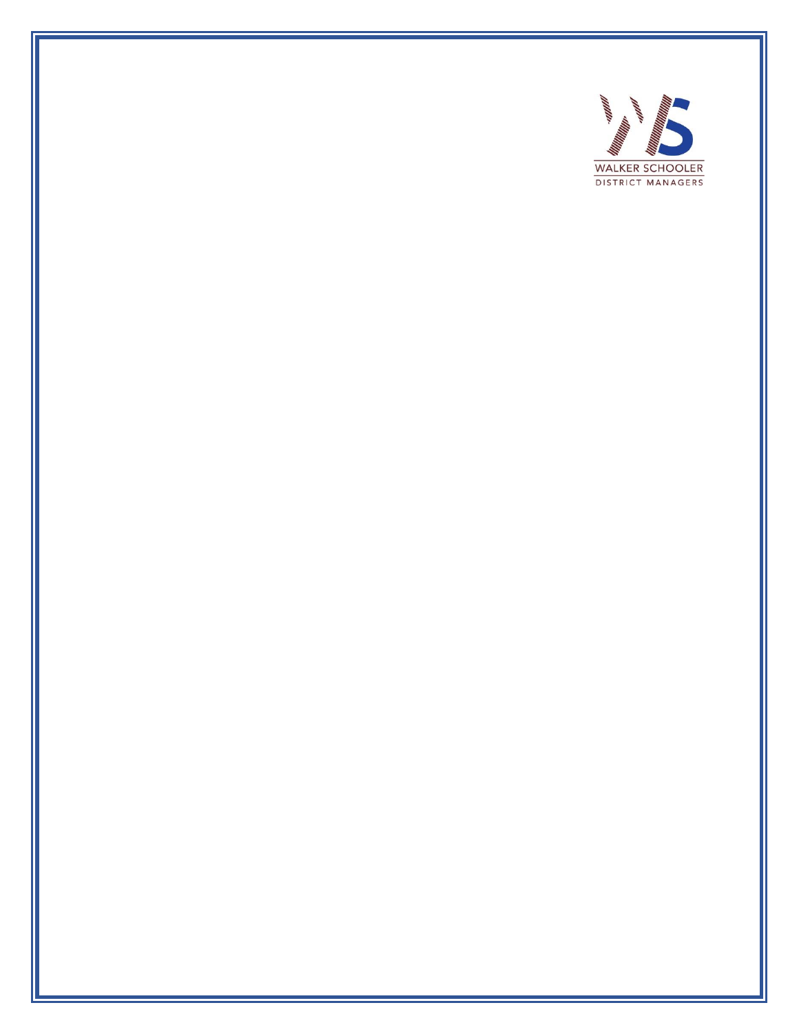WALKER SCHOOLER

DISTRICT MANAGERS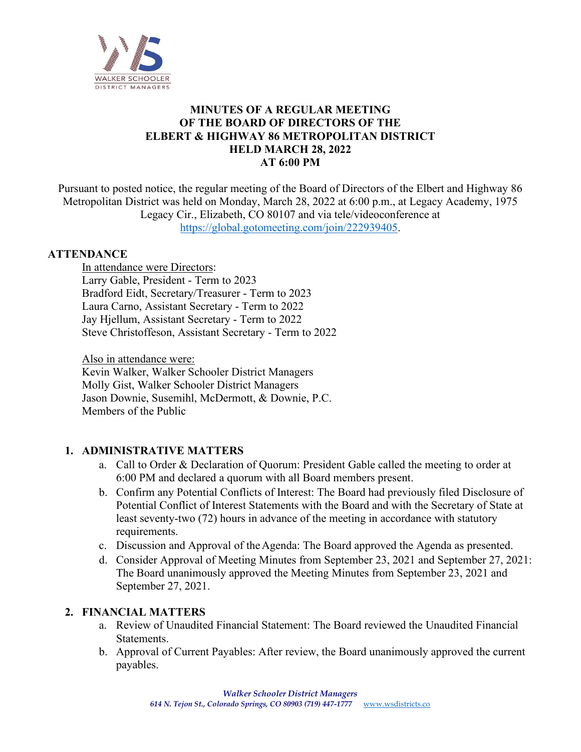**MINUTES OF A REGULAR MEETING**
**OF THE BOARD OF DIRECTORS OF THE**
**ELBERT & HIGHWAY 86 METROPOLITAN DISTRICT**
**HELD MARCH 28, 2022**
**AT 6:00 PM**

Pursuant to posted notice, the regular meeting of the Board of Directors of the Elbert and Highway 86 Metropolitan District was held on Monday, March 28, 2022 at 6:00 p.m., at Legacy Academy, 1975 Legacy Cir., Elizabeth, CO 80107 and via tele/videoconference at https://global.gotomeeting.com/join/222939405.

## ATTENDANCE

In attendance were Directors:
Larry Gable, President - Term to 2023
Bradford Eidt, Secretary/Treasurer - Term to 2023
Laura Carno, Assistant Secretary - Term to 2022
Jay Hjellum, Assistant Secretary - Term to 2022
Steve Christoffeson, Assistant Secretary - Term to 2022

Also in attendance were:
Kevin Walker, Walker Schooler District Managers
Molly Gist, Walker Schooler District Managers
Jason Downie, Susemihl, McDermott, & Downie, P.C.
Members of the Public

## 1. ADMINISTRATIVE MATTERS

a. Call to Order & Declaration of Quorum: President Gable called the meeting to order at 6:00 PM and declared a quorum with all Board members present.

b. Confirm any Potential Conflicts of Interest: The Board had previously filed Disclosure of Potential Conflict of Interest Statements with the Board and with the Secretary of State at least seventy-two (72) hours in advance of the meeting in accordance with statutory requirements.

c. Discussion and Approval of the Agenda: The Board approved the Agenda as presented.

d. Consider Approval of Meeting Minutes from September 23, 2021 and September 27, 2021: The Board unanimously approved the Meeting Minutes from September 23, 2021 and September 27, 2021.

## 2. FINANCIAL MATTERS

a. Review of Unaudited Financial Statement: The Board reviewed the Unaudited Financial Statements.

b. Approval of Current Payables: After review, the Board unanimously approved the current payables.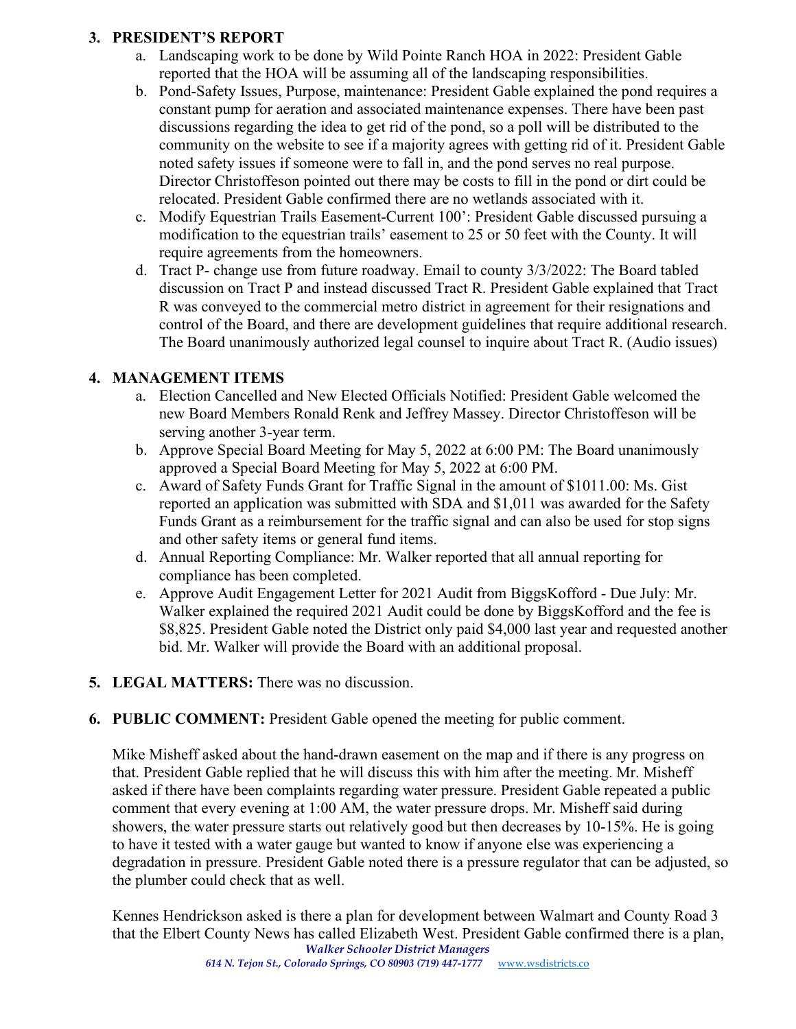3. **PRESIDENT'S REPORT**
    a. Landscaping work to be done by Wild Pointe Ranch HOA in 2022: President Gable reported that the HOA will be assuming all of the landscaping responsibilities.
    b. Pond-Safety Issues, Purpose, maintenance: President Gable explained the pond requires a constant pump for aeration and associated maintenance expenses. There have been past discussions regarding the idea to get rid of the pond, so a poll will be distributed to the community on the website to see if a majority agrees with getting rid of it. President Gable noted safety issues if someone were to fall in, and the pond serves no real purpose. Director Christoffeson pointed out there may be costs to fill in the pond or dirt could be relocated. President Gable confirmed there are no wetlands associated with it.
    c. Modify Equestrian Trails Easement-Current 100': President Gable discussed pursuing a modification to the equestrian trails' easement to 25 or 50 feet with the County. It will require agreements from the homeowners.
    d. Tract P- change use from future roadway. Email to county 3/3/2022: The Board tabled discussion on Tract P and instead discussed Tract R. President Gable explained that Tract R was conveyed to the commercial metro district in agreement for their resignations and control of the Board, and there are development guidelines that require additional research. The Board unanimously authorized legal counsel to inquire about Tract R. (Audio issues)

4. **MANAGEMENT ITEMS**
    a. Election Cancelled and New Elected Officials Notified: President Gable welcomed the new Board Members Ronald Renk and Jeffrey Massey. Director Christoffeson will be serving another 3-year term.
    b. Approve Special Board Meeting for May 5, 2022 at 6:00 PM: The Board unanimously approved a Special Board Meeting for May 5, 2022 at 6:00 PM.
    c. Award of Safety Funds Grant for Traffic Signal in the amount of $1011.00: Ms. Gist reported an application was submitted with SDA and $1,011 was awarded for the Safety Funds Grant as a reimbursement for the traffic signal and can also be used for stop signs and other safety items or general fund items.
    d. Annual Reporting Compliance: Mr. Walker reported that all annual reporting for compliance has been completed.
    e. Approve Audit Engagement Letter for 2021 Audit from BiggsKofford - Due July: Mr. Walker explained the required 2021 Audit could be done by BiggsKofford and the fee is $8,825. President Gable noted the District only paid $4,000 last year and requested another bid. Mr. Walker will provide the Board with an additional proposal.

5. **LEGAL MATTERS:** There was no discussion.

6. **PUBLIC COMMENT:** President Gable opened the meeting for public comment.

    Mike Misheff asked about the hand-drawn easement on the map and if there is any progress on that. President Gable replied that he will discuss this with him after the meeting. Mr. Misheff asked if there have been complaints regarding water pressure. President Gable repeated a public comment that every evening at 1:00 AM, the water pressure drops. Mr. Misheff said during showers, the water pressure starts out relatively good but then decreases by 10-15%. He is going to have it tested with a water gauge but wanted to know if anyone else was experiencing a degradation in pressure. President Gable noted there is a pressure regulator that can be adjusted, so the plumber could check that as well.

    Kennes Hendrickson asked is there a plan for development between Walmart and County Road 3 that the Elbert County News has called Elizabeth West. President Gable confirmed there is a plan,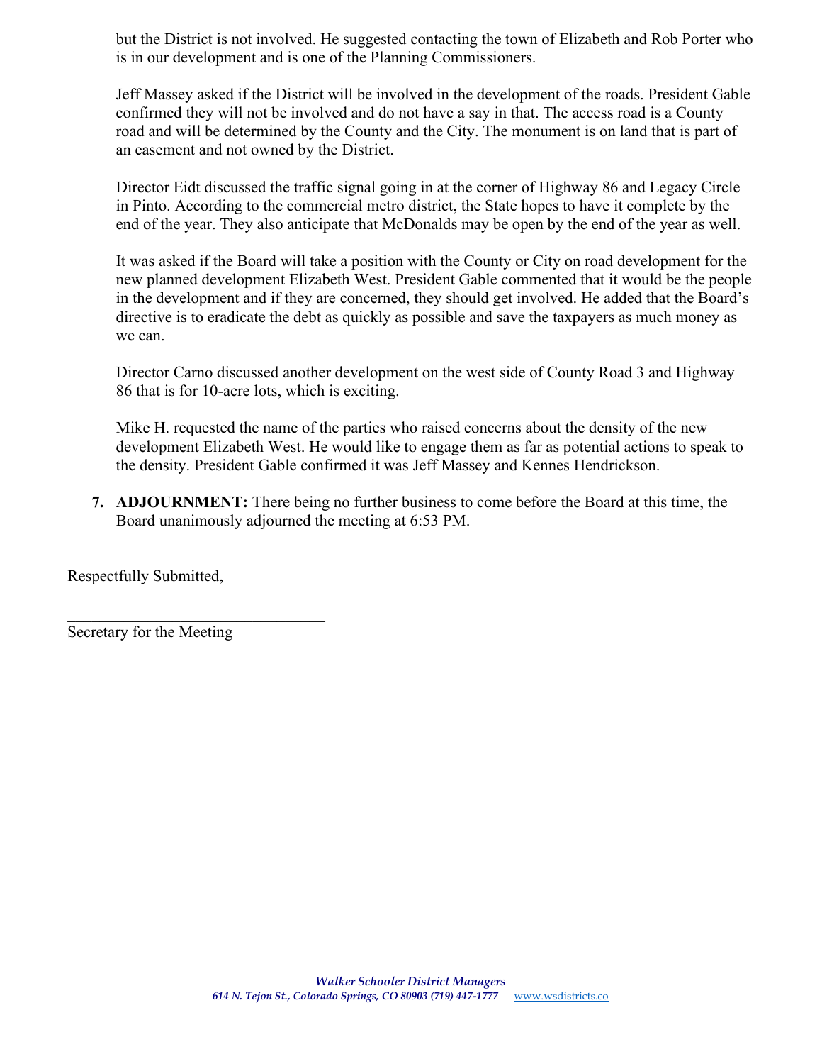but the District is not involved. He suggested contacting the town of Elizabeth and Rob Porter who is in our development and is one of the Planning Commissioners.

Jeff Massey asked if the District will be involved in the development of the roads. President Gable confirmed they will not be involved and do not have a say in that. The access road is a County road and will be determined by the County and the City. The monument is on land that is part of an easement and not owned by the District.

Director Eidt discussed the traffic signal going in at the corner of Highway 86 and Legacy Circle in Pinto. According to the commercial metro district, the State hopes to have it complete by the end of the year. They also anticipate that McDonalds may be open by the end of the year as well.

It was asked if the Board will take a position with the County or City on road development for the new planned development Elizabeth West. President Gable commented that it would be the people in the development and if they are concerned, they should get involved. He added that the Board's directive is to eradicate the debt as quickly as possible and save the taxpayers as much money as we can.

Director Carno discussed another development on the west side of County Road 3 and Highway 86 that is for 10-acre lots, which is exciting.

Mike H. requested the name of the parties who raised concerns about the density of the new development Elizabeth West. He would like to engage them as far as potential actions to speak to the density. President Gable confirmed it was Jeff Massey and Kennes Hendrickson.

7. **ADJOURNMENT:** There being no further business to come before the Board at this time, the Board unanimously adjourned the meeting at 6:53 PM.

Respectfully Submitted,

\_\_\_\_\_\_\_\_\_\_\_\_\_\_\_\_\_\_\_\_\_\_\_\_\_\_\_\_\_\_\_\_

Secretary for the Meeting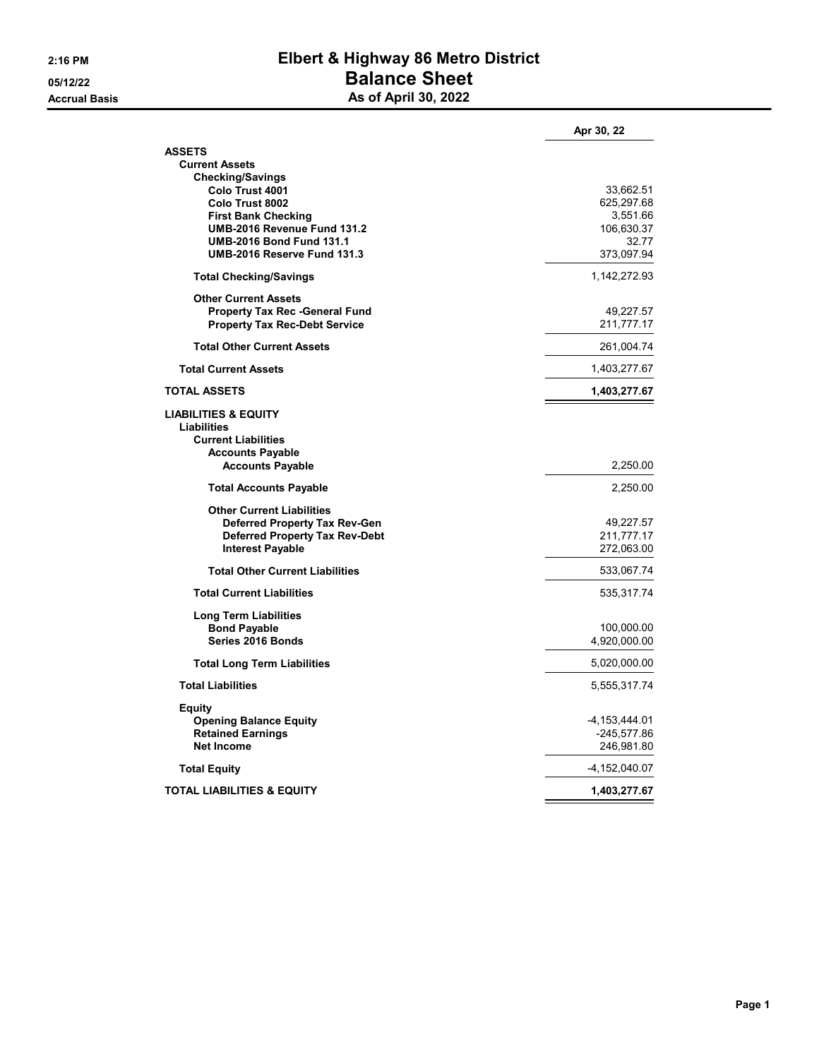# Elbert & Highway 86 Metro District

## Balance Sheet

### As of April 30, 2022

2:16 PM
05/12/22
Accrual Basis

| | Apr 30, 22 |
|---|---|
| **ASSETS** | |
| **Current Assets** | |
| **Checking/Savings** | |
| Colo Trust 4001 | 33,662.51 |
| Colo Trust 8002 | 625,297.68 |
| First Bank Checking | 3,551.66 |
| UMB-2016 Revenue Fund 131.2 | 106,630.37 |
| UMB-2016 Bond Fund 131.1 | 32.77 |
| UMB-2016 Reserve Fund 131.3 | 373,097.94 |
| **Total Checking/Savings** | 1,142,272.93 |
| **Other Current Assets** | |
| Property Tax Rec -General Fund | 49,227.57 |
| Property Tax Rec-Debt Service | 211,777.17 |
| **Total Other Current Assets** | 261,004.74 |
| **Total Current Assets** | 1,403,277.67 |
| **TOTAL ASSETS** | **1,403,277.67** |
| **LIABILITIES & EQUITY** | |
| **Liabilities** | |
| **Current Liabilities** | |
| **Accounts Payable** | |
| Accounts Payable | 2,250.00 |
| **Total Accounts Payable** | 2,250.00 |
| **Other Current Liabilities** | |
| Deferred Property Tax Rev-Gen | 49,227.57 |
| Deferred Property Tax Rev-Debt | 211,777.17 |
| Interest Payable | 272,063.00 |
| **Total Other Current Liabilities** | 533,067.74 |
| **Total Current Liabilities** | 535,317.74 |
| **Long Term Liabilities** | |
| Bond Payable | 100,000.00 |
| Series 2016 Bonds | 4,920,000.00 |
| **Total Long Term Liabilities** | 5,020,000.00 |
| **Total Liabilities** | 5,555,317.74 |
| **Equity** | |
| Opening Balance Equity | -4,153,444.01 |
| Retained Earnings | -245,577.86 |
| Net Income | 246,981.80 |
| **Total Equity** | -4,152,040.07 |
| **TOTAL LIABILITIES & EQUITY** | **1,403,277.67** |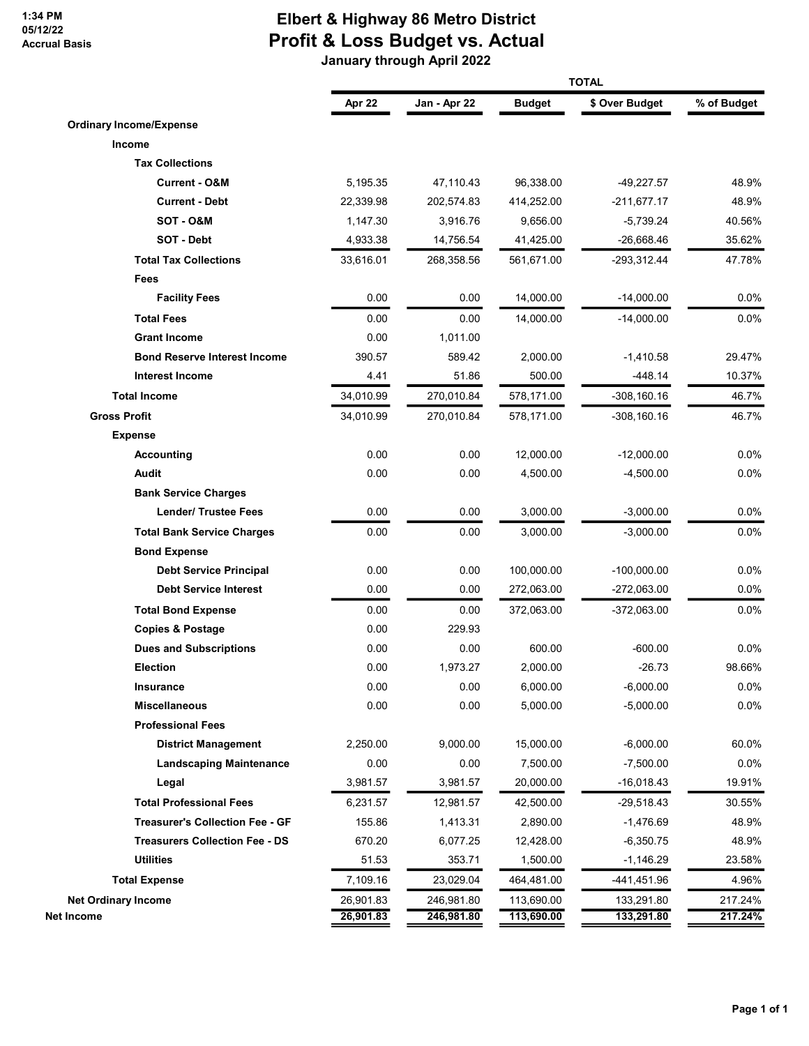1:34 PM
05/12/22
Accrual Basis

# Elbert & Highway 86 Metro District
## Profit & Loss Budget vs. Actual
### January through April 2022

| | TOTAL | | | | |
|---|---|---|---|---|---|
| | Apr 22 | Jan - Apr 22 | Budget | $ Over Budget | % of Budget |
| **Ordinary Income/Expense** | | | | | |
| **Income** | | | | | |
| **Tax Collections** | | | | | |
| **Current - O&M** | 5,195.35 | 47,110.43 | 96,338.00 | -49,227.57 | 48.9% |
| **Current - Debt** | 22,339.98 | 202,574.83 | 414,252.00 | -211,677.17 | 48.9% |
| **SOT - O&M** | 1,147.30 | 3,916.76 | 9,656.00 | -5,739.24 | 40.56% |
| **SOT - Debt** | 4,933.38 | 14,756.54 | 41,425.00 | -26,668.46 | 35.62% |
| **Total Tax Collections** | 33,616.01 | 268,358.56 | 561,671.00 | -293,312.44 | 47.78% |
| **Fees** | | | | | |
| **Facility Fees** | 0.00 | 0.00 | 14,000.00 | -14,000.00 | 0.0% |
| **Total Fees** | 0.00 | 0.00 | 14,000.00 | -14,000.00 | 0.0% |
| **Grant Income** | 0.00 | 1,011.00 | | | |
| **Bond Reserve Interest Income** | 390.57 | 589.42 | 2,000.00 | -1,410.58 | 29.47% |
| **Interest Income** | 4.41 | 51.86 | 500.00 | -448.14 | 10.37% |
| **Total Income** | 34,010.99 | 270,010.84 | 578,171.00 | -308,160.16 | 46.7% |
| **Gross Profit** | 34,010.99 | 270,010.84 | 578,171.00 | -308,160.16 | 46.7% |
| **Expense** | | | | | |
| **Accounting** | 0.00 | 0.00 | 12,000.00 | -12,000.00 | 0.0% |
| **Audit** | 0.00 | 0.00 | 4,500.00 | -4,500.00 | 0.0% |
| **Bank Service Charges** | | | | | |
| **Lender/ Trustee Fees** | 0.00 | 0.00 | 3,000.00 | -3,000.00 | 0.0% |
| **Total Bank Service Charges** | 0.00 | 0.00 | 3,000.00 | -3,000.00 | 0.0% |
| **Bond Expense** | | | | | |
| **Debt Service Principal** | 0.00 | 0.00 | 100,000.00 | -100,000.00 | 0.0% |
| **Debt Service Interest** | 0.00 | 0.00 | 272,063.00 | -272,063.00 | 0.0% |
| **Total Bond Expense** | 0.00 | 0.00 | 372,063.00 | -372,063.00 | 0.0% |
| **Copies & Postage** | 0.00 | 229.93 | | | |
| **Dues and Subscriptions** | 0.00 | 0.00 | 600.00 | -600.00 | 0.0% |
| **Election** | 0.00 | 1,973.27 | 2,000.00 | -26.73 | 98.66% |
| **Insurance** | 0.00 | 0.00 | 6,000.00 | -6,000.00 | 0.0% |
| **Miscellaneous** | 0.00 | 0.00 | 5,000.00 | -5,000.00 | 0.0% |
| **Professional Fees** | | | | | |
| **District Management** | 2,250.00 | 9,000.00 | 15,000.00 | -6,000.00 | 60.0% |
| **Landscaping Maintenance** | 0.00 | 0.00 | 7,500.00 | -7,500.00 | 0.0% |
| **Legal** | 3,981.57 | 3,981.57 | 20,000.00 | -16,018.43 | 19.91% |
| **Total Professional Fees** | 6,231.57 | 12,981.57 | 42,500.00 | -29,518.43 | 30.55% |
| **Treasurer's Collection Fee - GF** | 155.86 | 1,413.31 | 2,890.00 | -1,476.69 | 48.9% |
| **Treasurers Collection Fee - DS** | 670.20 | 6,077.25 | 12,428.00 | -6,350.75 | 48.9% |
| **Utilities** | 51.53 | 353.71 | 1,500.00 | -1,146.29 | 23.58% |
| **Total Expense** | 7,109.16 | 23,029.04 | 464,481.00 | -441,451.96 | 4.96% |
| **Net Ordinary Income** | 26,901.83 | 246,981.80 | 113,690.00 | 133,291.80 | 217.24% |
| **Net Income** | 26,901.83 | 246,981.80 | 113,690.00 | 133,291.80 | 217.24% |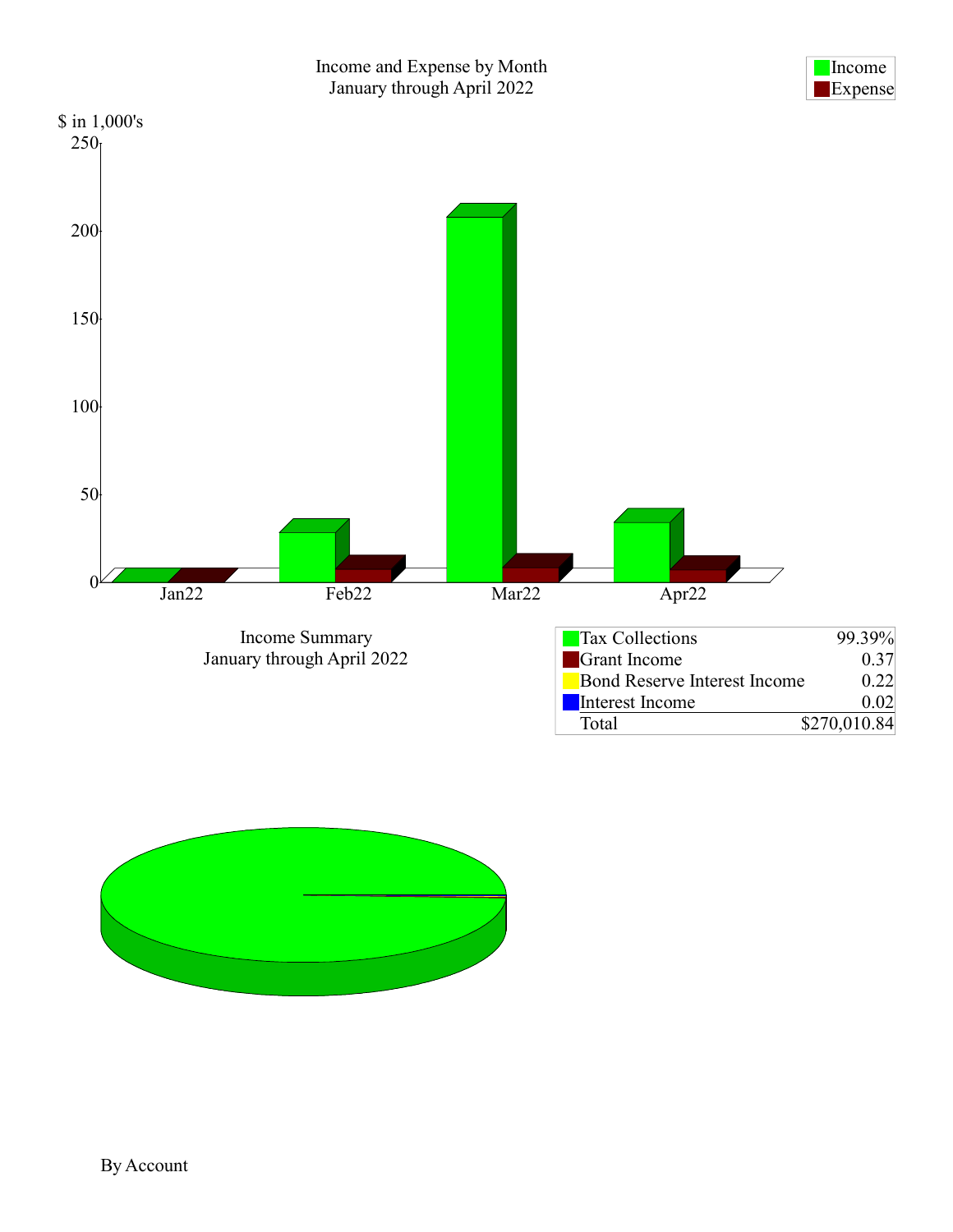## Income and Expense by Month
January through April 2022

Income
Expense

$ in 1,000's

250
200
150
100
50
0

Jan22 Feb22 Mar22 Apr22

## Income Summary
January through April 2022

| | |
|---|---|
| Tax Collections | 99.39% |
| Grant Income | 0.37 |
| Bond Reserve Interest Income | 0.22 |
| Interest Income | 0.02 |
| Total | $270,010.84 |

By Account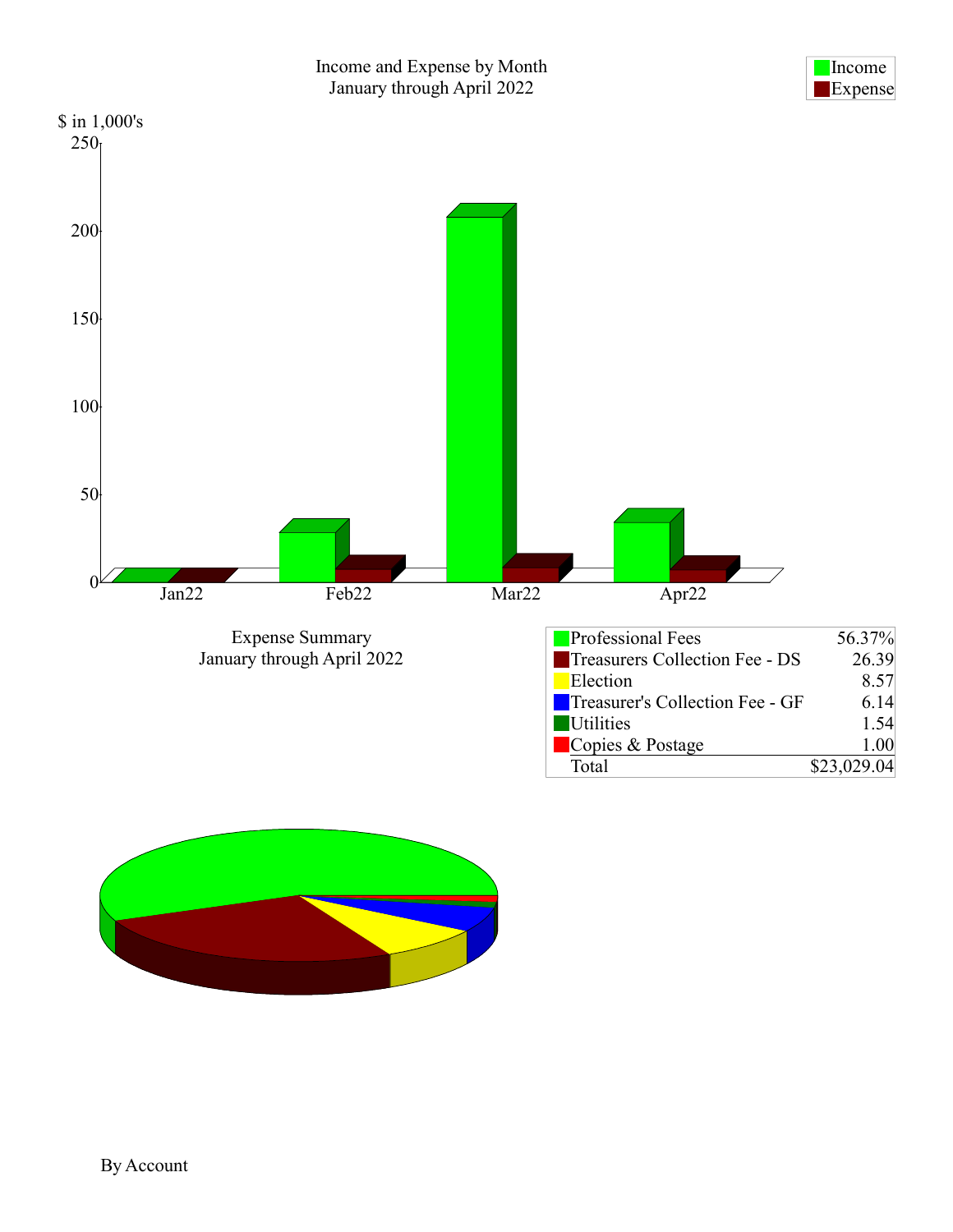Income and Expense by Month
January through April 2022

| Legend |
|---|
| Income |
| Expense |

$ in 1,000's

Expense Summary
January through April 2022

| Account | Percent |
|---|---|
| Professional Fees | 56.37% |
| Treasurers Collection Fee - DS | 26.39 |
| Election | 8.57 |
| Treasurer's Collection Fee - GF | 6.14 |
| Utilities | 1.54 |
| Copies & Postage | 1.00 |
| Total | $23,029.04 |

By Account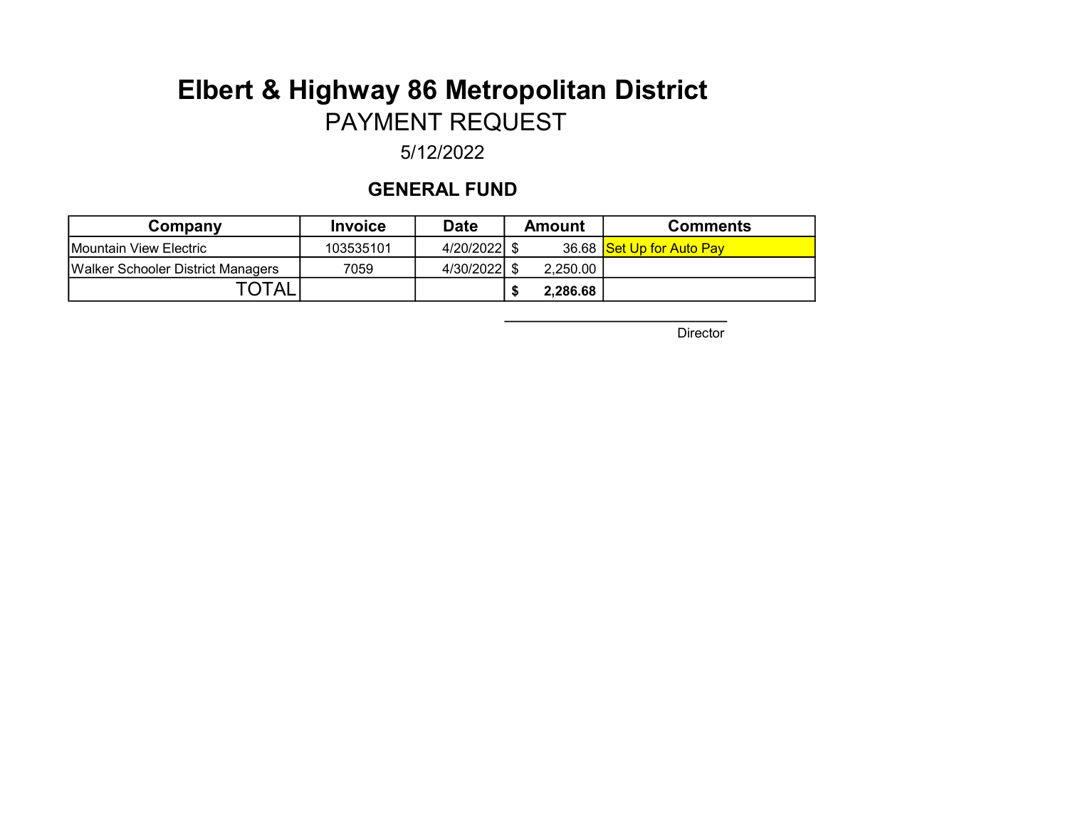# Elbert & Highway 86 Metropolitan District

## PAYMENT REQUEST

5/12/2022

### GENERAL FUND

| Company | Invoice | Date | Amount | Comments |
|---|---|---|---|---|
| Mountain View Electric | 103535101 | 4/20/2022 | $ 36.68 | Set Up for Auto Pay |
| Walker Schooler District Managers | 7059 | 4/30/2022 | $ 2,250.00 | |
| TOTAL | | | **$ 2,286.68** | |

______________________________
Director